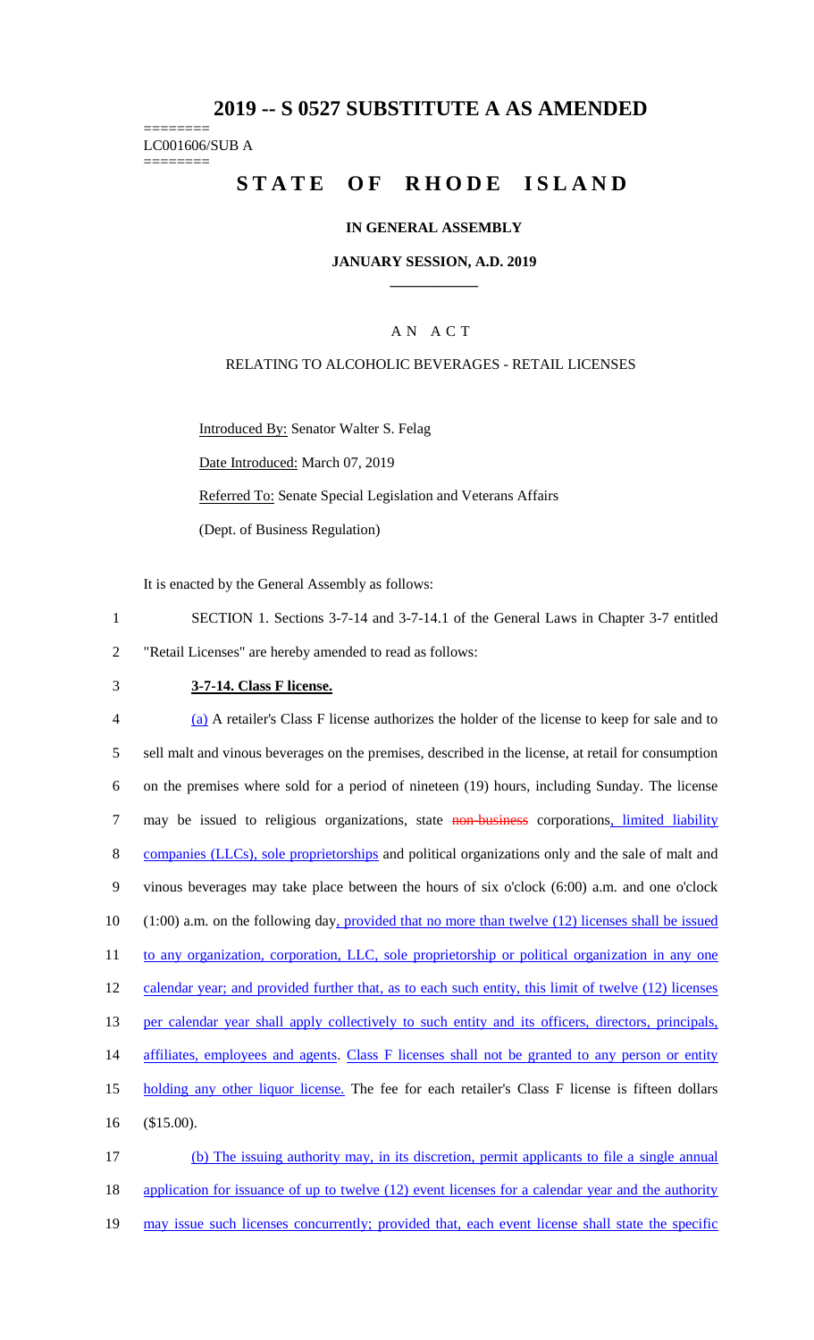# 2019 -- S 0527 SUBSTITUTE A AS AMENDED

========
LC001606/SUB A
========

# STATE OF RHODE ISLAND

**IN GENERAL ASSEMBLY**

**JANUARY SESSION, A.D. 2019**

____________

A N A C T

RELATING TO ALCOHOLIC BEVERAGES - RETAIL LICENSES

Introduced By: Senator Walter S. Felag

Date Introduced: March 07, 2019

Referred To: Senate Special Legislation and Veterans Affairs

(Dept. of Business Regulation)

It is enacted by the General Assembly as follows:

1 SECTION 1. Sections 3-7-14 and 3-7-14.1 of the General Laws in Chapter 3-7 entitled
2 "Retail Licenses" are hereby amended to read as follows:

3 **3-7-14. Class F license.**

4 (a) A retailer's Class F license authorizes the holder of the license to keep for sale and to
5 sell malt and vinous beverages on the premises, described in the license, at retail for consumption
6 on the premises where sold for a period of nineteen (19) hours, including Sunday. The license
7 may be issued to religious organizations, state ~~non-business~~ corporations, limited liability
8 companies (LLCs), sole proprietorships and political organizations only and the sale of malt and
9 vinous beverages may take place between the hours of six o'clock (6:00) a.m. and one o'clock
10 (1:00) a.m. on the following day, provided that no more than twelve (12) licenses shall be issued
11 to any organization, corporation, LLC, sole proprietorship or political organization in any one
12 calendar year; and provided further that, as to each such entity, this limit of twelve (12) licenses
13 per calendar year shall apply collectively to such entity and its officers, directors, principals,
14 affiliates, employees and agents. Class F licenses shall not be granted to any person or entity
15 holding any other liquor license. The fee for each retailer's Class F license is fifteen dollars
16 ($15.00).

17 (b) The issuing authority may, in its discretion, permit applicants to file a single annual
18 application for issuance of up to twelve (12) event licenses for a calendar year and the authority
19 may issue such licenses concurrently; provided that, each event license shall state the specific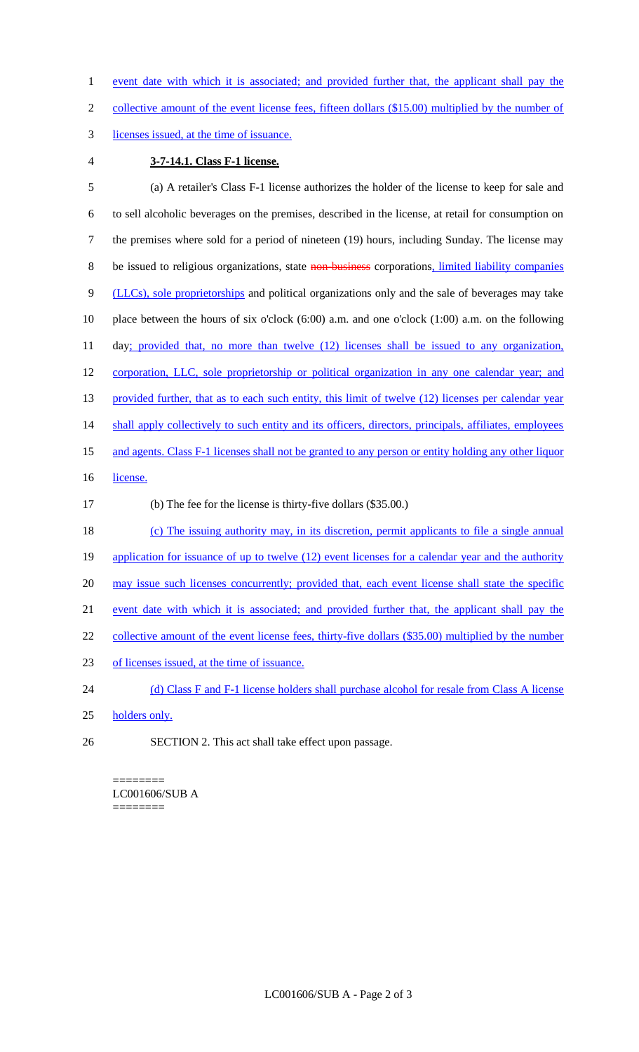event date with which it is associated; and provided further that, the applicant shall pay the collective amount of the event license fees, fifteen dollars ($15.00) multiplied by the number of licenses issued, at the time of issuance.

**3-7-14.1. Class F-1 license.**

(a) A retailer's Class F-1 license authorizes the holder of the license to keep for sale and to sell alcoholic beverages on the premises, described in the license, at retail for consumption on the premises where sold for a period of nineteen (19) hours, including Sunday. The license may be issued to religious organizations, state ~~non-business~~ corporations, limited liability companies (LLCs), sole proprietorships and political organizations only and the sale of beverages may take place between the hours of six o'clock (6:00) a.m. and one o'clock (1:00) a.m. on the following day; provided that, no more than twelve (12) licenses shall be issued to any organization, corporation, LLC, sole proprietorship or political organization in any one calendar year; and provided further, that as to each such entity, this limit of twelve (12) licenses per calendar year shall apply collectively to such entity and its officers, directors, principals, affiliates, employees and agents. Class F-1 licenses shall not be granted to any person or entity holding any other liquor license.

(b) The fee for the license is thirty-five dollars ($35.00.)

(c) The issuing authority may, in its discretion, permit applicants to file a single annual application for issuance of up to twelve (12) event licenses for a calendar year and the authority may issue such licenses concurrently; provided that, each event license shall state the specific event date with which it is associated; and provided further that, the applicant shall pay the collective amount of the event license fees, thirty-five dollars ($35.00) multiplied by the number of licenses issued, at the time of issuance.

(d) Class F and F-1 license holders shall purchase alcohol for resale from Class A license holders only.

SECTION 2. This act shall take effect upon passage.

========
LC001606/SUB A
========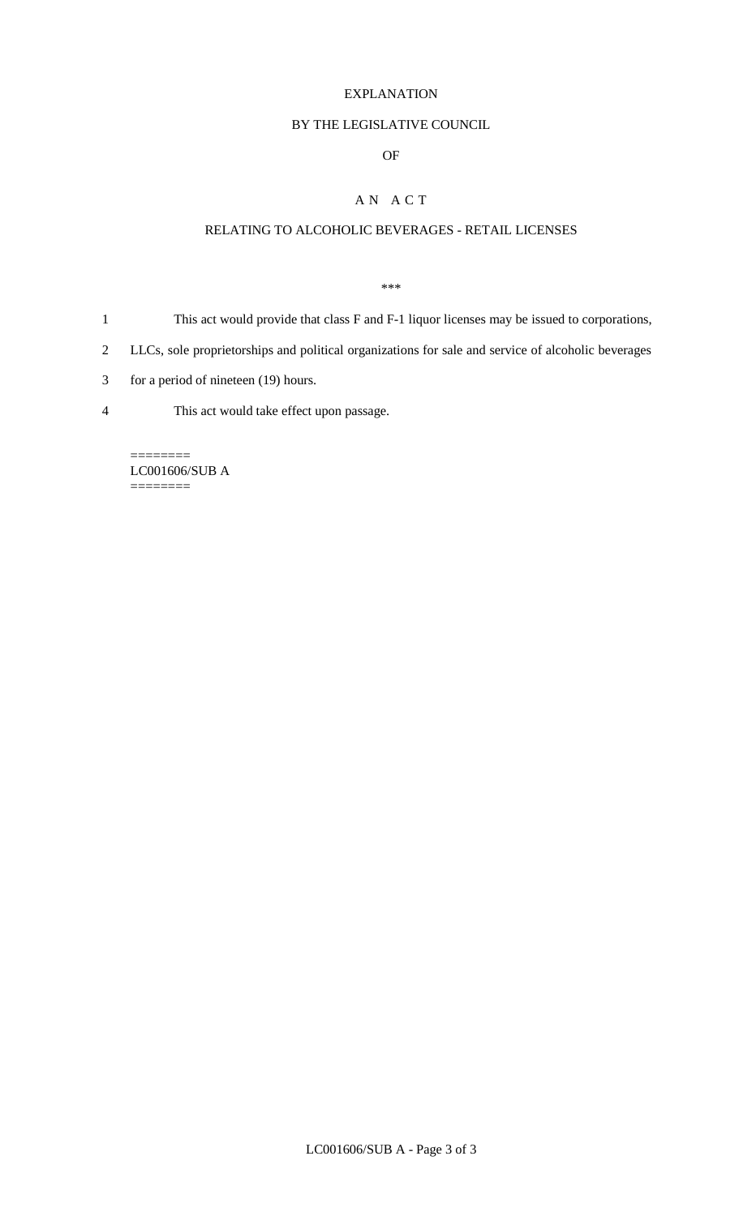EXPLANATION

BY THE LEGISLATIVE COUNCIL

OF

A N A C T

RELATING TO ALCOHOLIC BEVERAGES - RETAIL LICENSES

\*\*\*

1 This act would provide that class F and F-1 liquor licenses may be issued to corporations,

2 LLCs, sole proprietorships and political organizations for sale and service of alcoholic beverages

3 for a period of nineteen (19) hours.

4 This act would take effect upon passage.

========
LC001606/SUB A
========